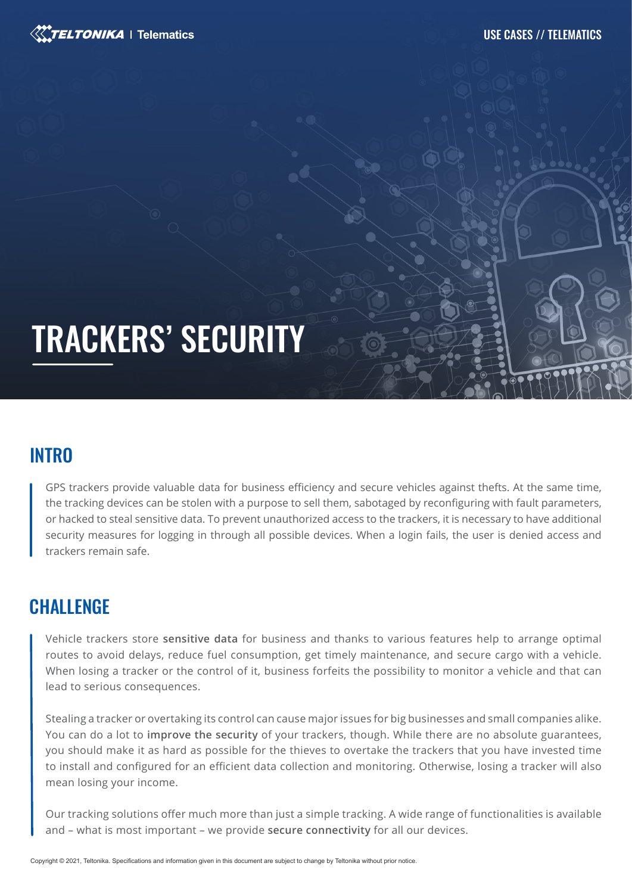# TRACKERS' SECURITY

## INTRO

GPS trackers provide valuable data for business efficiency and secure vehicles against thefts. At the same time, the tracking devices can be stolen with a purpose to sell them, sabotaged by reconfiguring with fault parameters, or hacked to steal sensitive data. To prevent unauthorized access to the trackers, it is necessary to have additional security measures for logging in through all possible devices. When a login fails, the user is denied access and trackers remain safe.

## CHALLENGE

Vehicle trackers store **sensitive data** for business and thanks to various features help to arrange optimal routes to avoid delays, reduce fuel consumption, get timely maintenance, and secure cargo with a vehicle. When losing a tracker or the control of it, business forfeits the possibility to monitor a vehicle and that can lead to serious consequences.

Stealing a tracker or overtaking its control can cause major issues for big businesses and small companies alike. You can do a lot to **improve the security** of your trackers, though. While there are no absolute guarantees, you should make it as hard as possible for the thieves to overtake the trackers that you have invested time to install and configured for an efficient data collection and monitoring. Otherwise, losing a tracker will also mean losing your income.

Our tracking solutions offer much more than just a simple tracking. A wide range of functionalities is available and – what is most important – we provide **secure connectivity** for all our devices.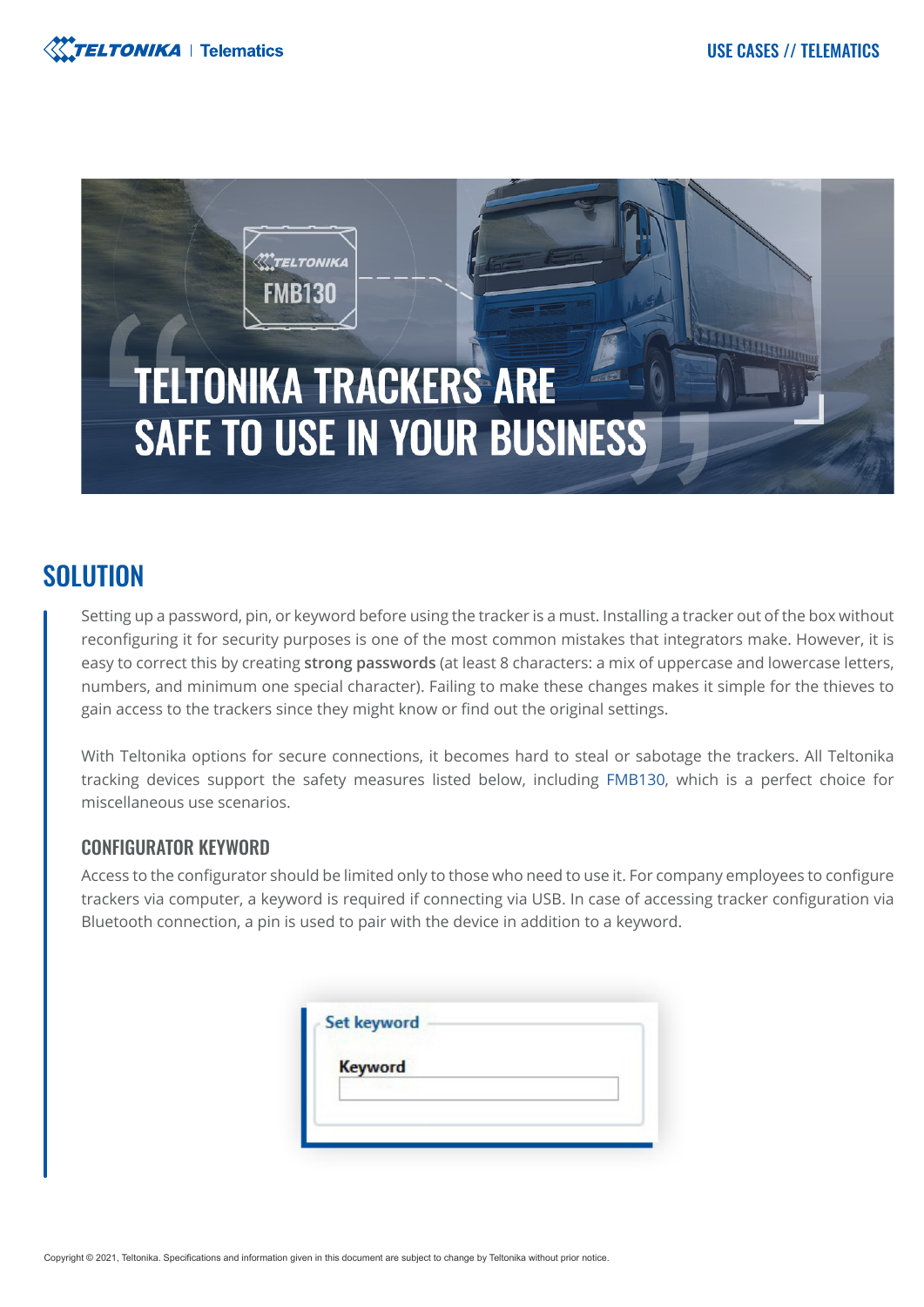# TELTONIKA TRACKERS ARE SAFE TO USE IN YOUR BUSINESS

## SOLUTION

Setting up a password, pin, or keyword before using the tracker is a must. Installing a tracker out of the box without reconfiguring it for security purposes is one of the most common mistakes that integrators make. However, it is easy to correct this by creating **strong passwords** (at least 8 characters: a mix of uppercase and lowercase letters, numbers, and minimum one special character). Failing to make these changes makes it simple for the thieves to gain access to the trackers since they might know or find out the original settings.

With Teltonika options for secure connections, it becomes hard to steal or sabotage the trackers. All Teltonika tracking devices support the safety measures listed below, including FMB130, which is a perfect choice for miscellaneous use scenarios.

### CONFIGURATOR KEYWORD

Access to the configurator should be limited only to those who need to use it. For company employees to configure trackers via computer, a keyword is required if connecting via USB. In case of accessing tracker configuration via Bluetooth connection, a pin is used to pair with the device in addition to a keyword.

Set keyword

Keyword

Copyright © 2021, Teltonika. Specifications and information given in this document are subject to change by Teltonika without prior notice.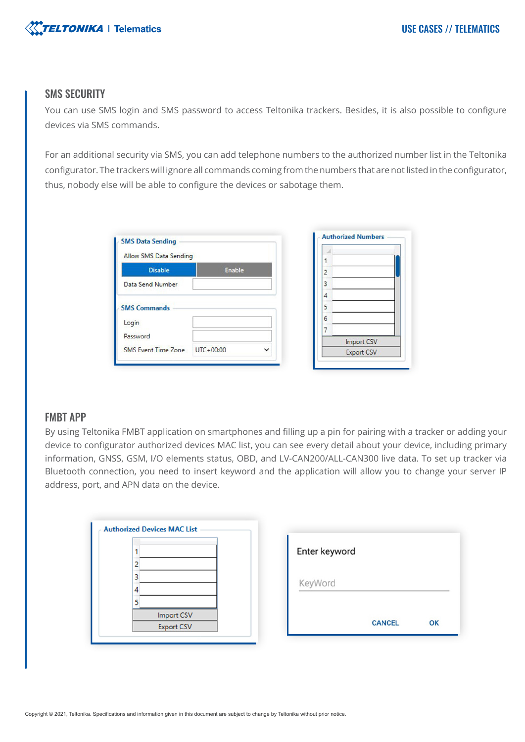## SMS SECURITY

You can use SMS login and SMS password to access Teltonika trackers. Besides, it is also possible to configure devices via SMS commands.

For an additional security via SMS, you can add telephone numbers to the authorized number list in the Teltonika configurator. The trackers will ignore all commands coming from the numbers that are not listed in the configurator, thus, nobody else will be able to configure the devices or sabotage them.

## FMBT APP

By using Teltonika FMBT application on smartphones and filling up a pin for pairing with a tracker or adding your device to configurator authorized devices MAC list, you can see every detail about your device, including primary information, GNSS, GSM, I/O elements status, OBD, and LV-CAN200/ALL-CAN300 live data. To set up tracker via Bluetooth connection, you need to insert keyword and the application will allow you to change your server IP address, port, and APN data on the device.

Copyright © 2021, Teltonika. Specifications and information given in this document are subject to change by Teltonika without prior notice.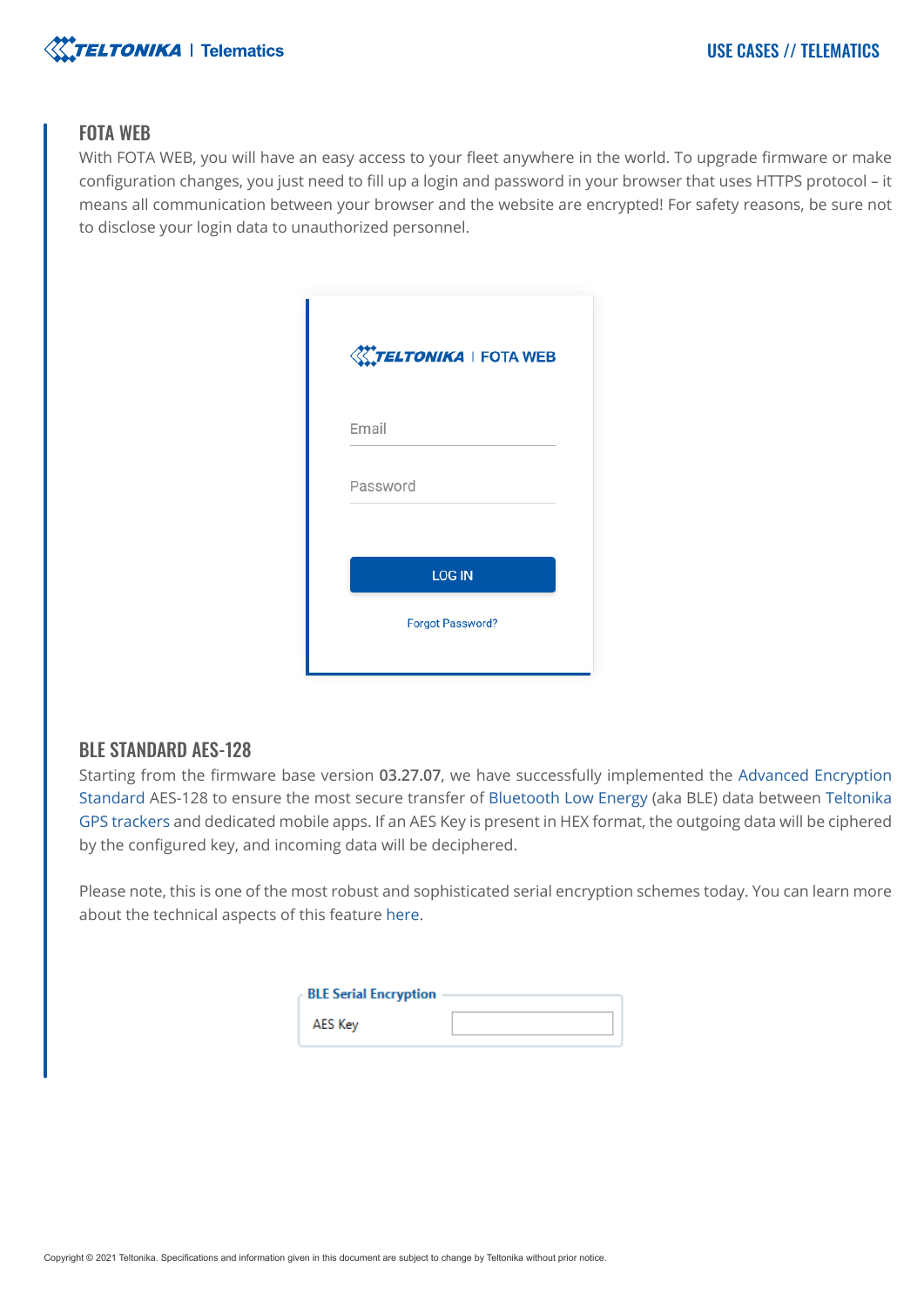## FOTA WEB

With FOTA WEB, you will have an easy access to your fleet anywhere in the world. To upgrade firmware or make configuration changes, you just need to fill up a login and password in your browser that uses HTTPS protocol – it means all communication between your browser and the website are encrypted! For safety reasons, be sure not to disclose your login data to unauthorized personnel.

TELTONIKA | FOTA WEB

Email

Password

LOG IN

Forgot Password?

## BLE STANDARD AES-128

Starting from the firmware base version **03.27.07**, we have successfully implemented the Advanced Encryption Standard AES-128 to ensure the most secure transfer of Bluetooth Low Energy (aka BLE) data between Teltonika GPS trackers and dedicated mobile apps. If an AES Key is present in HEX format, the outgoing data will be ciphered by the configured key, and incoming data will be deciphered.

Please note, this is one of the most robust and sophisticated serial encryption schemes today. You can learn more about the technical aspects of this feature here.

BLE Serial Encryption

AES Key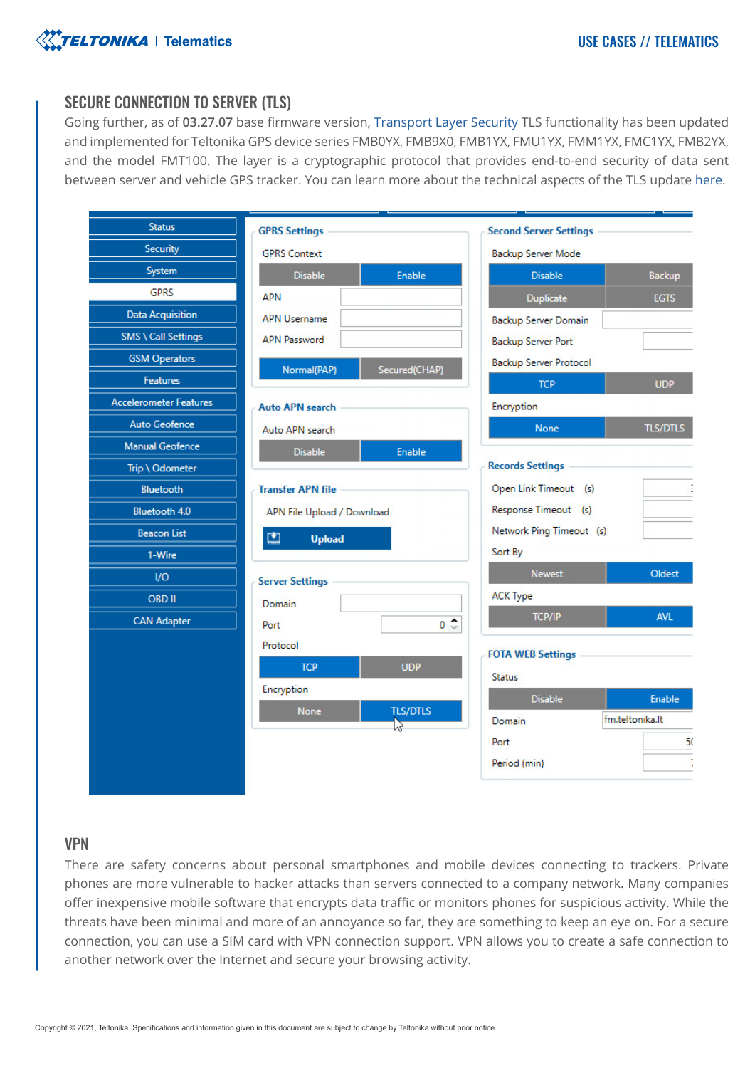## SECURE CONNECTION TO SERVER (TLS)

Going further, as of **03.27.07** base firmware version, Transport Layer Security TLS functionality has been updated and implemented for Teltonika GPS device series FMB0YX, FMB9X0, FMB1YX, FMU1YX, FMM1YX, FMC1YX, FMB2YX, and the model FMT100. The layer is a cryptographic protocol that provides end-to-end security of data sent between server and vehicle GPS tracker. You can learn more about the technical aspects of the TLS update here.

## VPN

There are safety concerns about personal smartphones and mobile devices connecting to trackers. Private phones are more vulnerable to hacker attacks than servers connected to a company network. Many companies offer inexpensive mobile software that encrypts data traffic or monitors phones for suspicious activity. While the threats have been minimal and more of an annoyance so far, they are something to keep an eye on. For a secure connection, you can use a SIM card with VPN connection support. VPN allows you to create a safe connection to another network over the Internet and secure your browsing activity.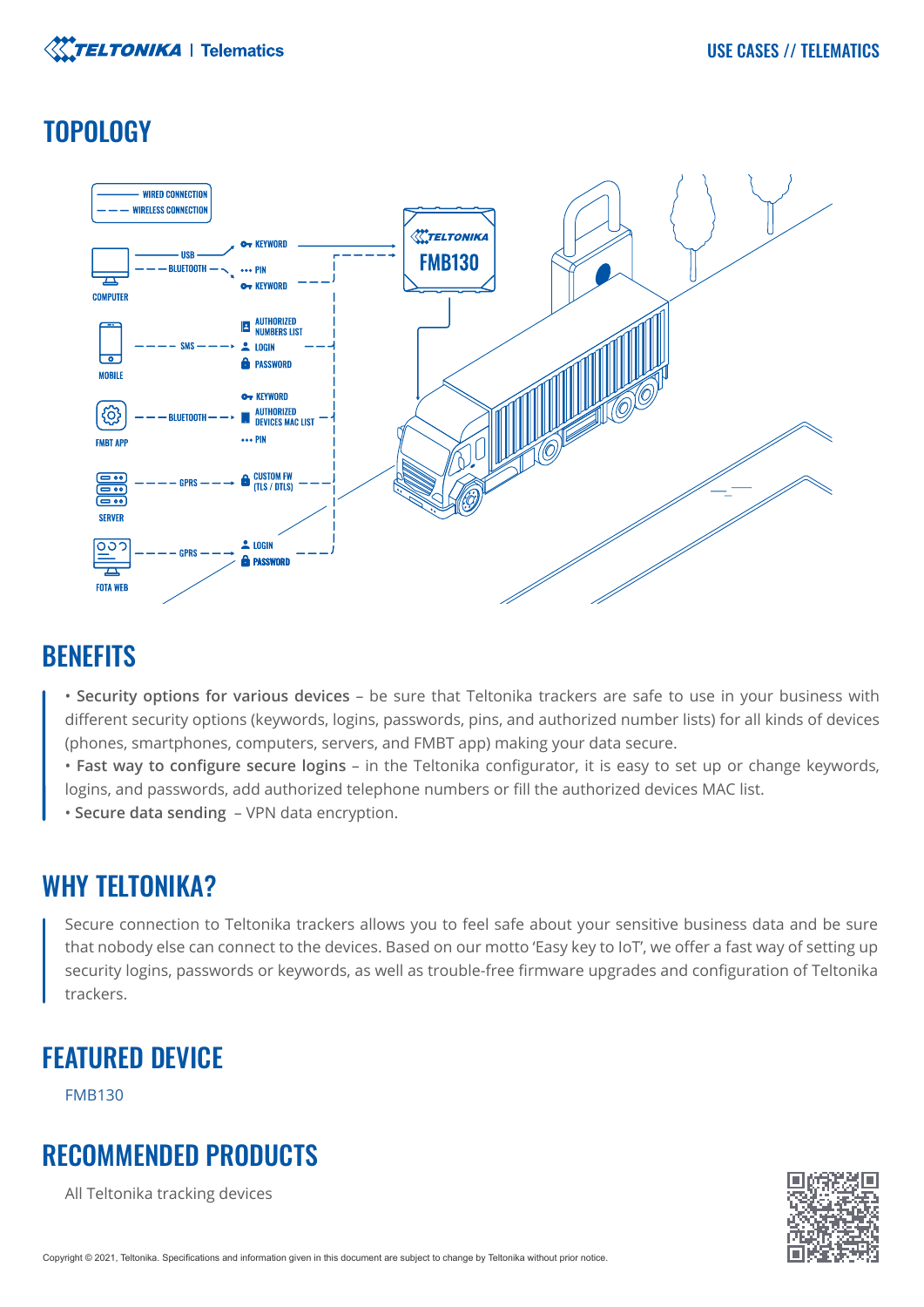## TOPOLOGY

WIRED CONNECTION
WIRELESS CONNECTION

COMPUTER
USB
BLUETOOTH
KEYWORD
PIN
KEYWORD

MOBILE
SMS
AUTHORIZED NUMBERS LIST
LOGIN
PASSWORD

FMBT APP
BLUETOOTH
KEYWORD
AUTHORIZED DEVICES MAC LIST
PIN

SERVER
GPRS
CUSTOM FW (TLS / DTLS)

FOTA WEB
GPRS
LOGIN
PASSWORD

TELTONIKA
FMB130

## BENEFITS

- **Security options for various devices** – be sure that Teltonika trackers are safe to use in your business with different security options (keywords, logins, passwords, pins, and authorized number lists) for all kinds of devices (phones, smartphones, computers, servers, and FMBT app) making your data secure.
- **Fast way to configure secure logins** – in the Teltonika configurator, it is easy to set up or change keywords, logins, and passwords, add authorized telephone numbers or fill the authorized devices MAC list.
- **Secure data sending** – VPN data encryption.

## WHY TELTONIKA?

Secure connection to Teltonika trackers allows you to feel safe about your sensitive business data and be sure that nobody else can connect to the devices. Based on our motto 'Easy key to IoT', we offer a fast way of setting up security logins, passwords or keywords, as well as trouble-free firmware upgrades and configuration of Teltonika trackers.

## FEATURED DEVICE

FMB130

## RECOMMENDED PRODUCTS

All Teltonika tracking devices

Copyright © 2021, Teltonika. Specifications and information given in this document are subject to change by Teltonika without prior notice.